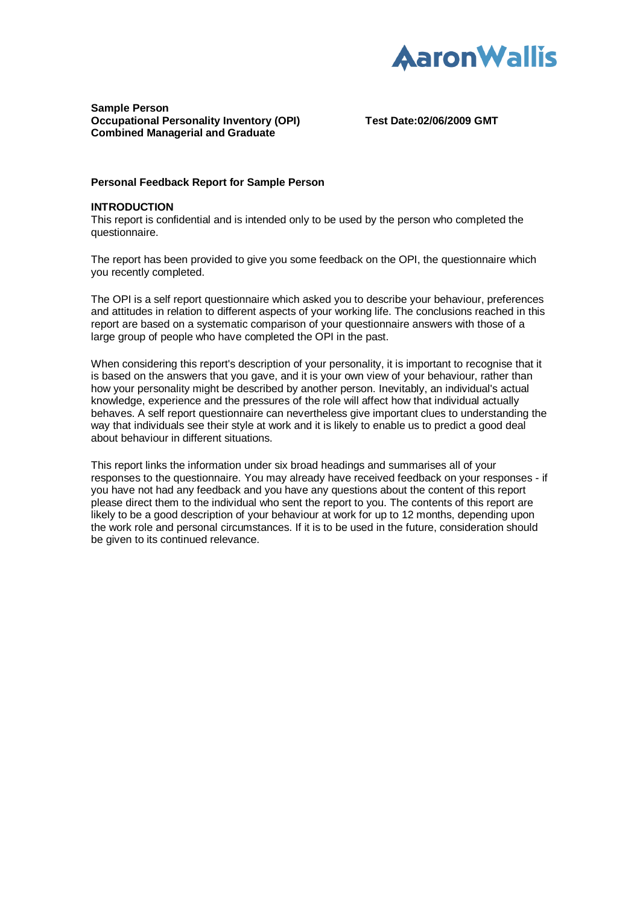**Sample Person**
**Occupational Personality Inventory (OPI)**
**Combined Managerial and Graduate**

**Test Date:02/06/2009 GMT**

**Personal Feedback Report for Sample Person**

**INTRODUCTION**

This report is confidential and is intended only to be used by the person who completed the questionnaire.

The report has been provided to give you some feedback on the OPI, the questionnaire which you recently completed.

The OPI is a self report questionnaire which asked you to describe your behaviour, preferences and attitudes in relation to different aspects of your working life. The conclusions reached in this report are based on a systematic comparison of your questionnaire answers with those of a large group of people who have completed the OPI in the past.

When considering this report's description of your personality, it is important to recognise that it is based on the answers that you gave, and it is your own view of your behaviour, rather than how your personality might be described by another person. Inevitably, an individual's actual knowledge, experience and the pressures of the role will affect how that individual actually behaves. A self report questionnaire can nevertheless give important clues to understanding the way that individuals see their style at work and it is likely to enable us to predict a good deal about behaviour in different situations.

This report links the information under six broad headings and summarises all of your responses to the questionnaire. You may already have received feedback on your responses - if you have not had any feedback and you have any questions about the content of this report please direct them to the individual who sent the report to you. The contents of this report are likely to be a good description of your behaviour at work for up to 12 months, depending upon the work role and personal circumstances. If it is to be used in the future, consideration should be given to its continued relevance.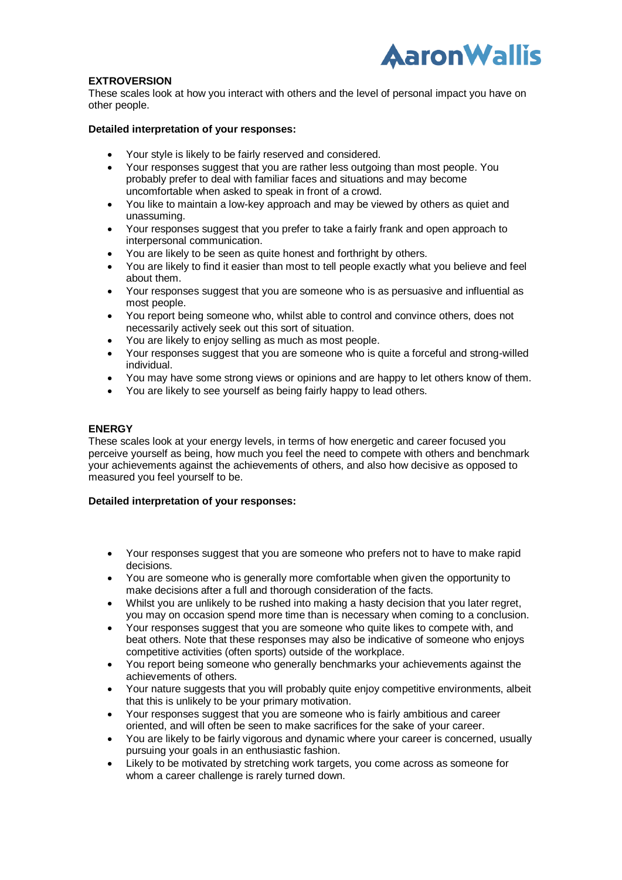## EXTROVERSION

These scales look at how you interact with others and the level of personal impact you have on other people.

**Detailed interpretation of your responses:**

- Your style is likely to be fairly reserved and considered.
- Your responses suggest that you are rather less outgoing than most people. You probably prefer to deal with familiar faces and situations and may become uncomfortable when asked to speak in front of a crowd.
- You like to maintain a low-key approach and may be viewed by others as quiet and unassuming.
- Your responses suggest that you prefer to take a fairly frank and open approach to interpersonal communication.
- You are likely to be seen as quite honest and forthright by others.
- You are likely to find it easier than most to tell people exactly what you believe and feel about them.
- Your responses suggest that you are someone who is as persuasive and influential as most people.
- You report being someone who, whilst able to control and convince others, does not necessarily actively seek out this sort of situation.
- You are likely to enjoy selling as much as most people.
- Your responses suggest that you are someone who is quite a forceful and strong-willed individual.
- You may have some strong views or opinions and are happy to let others know of them.
- You are likely to see yourself as being fairly happy to lead others.

## ENERGY

These scales look at your energy levels, in terms of how energetic and career focused you perceive yourself as being, how much you feel the need to compete with others and benchmark your achievements against the achievements of others, and also how decisive as opposed to measured you feel yourself to be.

**Detailed interpretation of your responses:**

- Your responses suggest that you are someone who prefers not to have to make rapid decisions.
- You are someone who is generally more comfortable when given the opportunity to make decisions after a full and thorough consideration of the facts.
- Whilst you are unlikely to be rushed into making a hasty decision that you later regret, you may on occasion spend more time than is necessary when coming to a conclusion.
- Your responses suggest that you are someone who quite likes to compete with, and beat others. Note that these responses may also be indicative of someone who enjoys competitive activities (often sports) outside of the workplace.
- You report being someone who generally benchmarks your achievements against the achievements of others.
- Your nature suggests that you will probably quite enjoy competitive environments, albeit that this is unlikely to be your primary motivation.
- Your responses suggest that you are someone who is fairly ambitious and career oriented, and will often be seen to make sacrifices for the sake of your career.
- You are likely to be fairly vigorous and dynamic where your career is concerned, usually pursuing your goals in an enthusiastic fashion.
- Likely to be motivated by stretching work targets, you come across as someone for whom a career challenge is rarely turned down.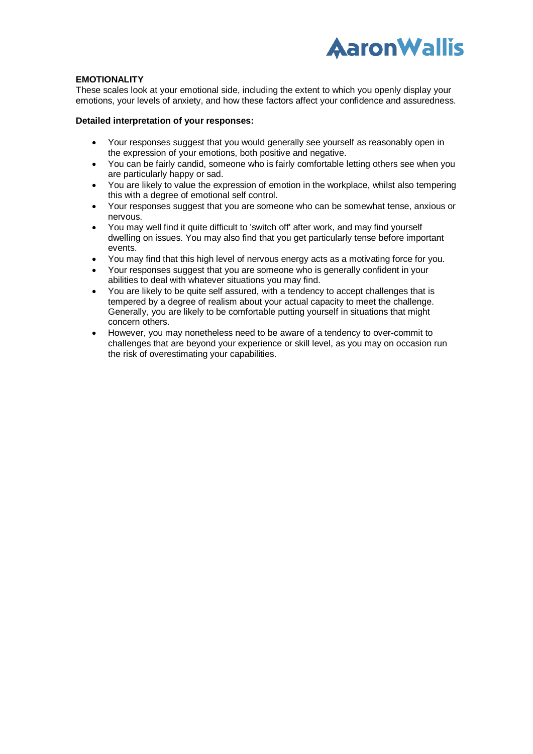**EMOTIONALITY**

These scales look at your emotional side, including the extent to which you openly display your emotions, your levels of anxiety, and how these factors affect your confidence and assuredness.

**Detailed interpretation of your responses:**

- Your responses suggest that you would generally see yourself as reasonably open in the expression of your emotions, both positive and negative.
- You can be fairly candid, someone who is fairly comfortable letting others see when you are particularly happy or sad.
- You are likely to value the expression of emotion in the workplace, whilst also tempering this with a degree of emotional self control.
- Your responses suggest that you are someone who can be somewhat tense, anxious or nervous.
- You may well find it quite difficult to 'switch off' after work, and may find yourself dwelling on issues. You may also find that you get particularly tense before important events.
- You may find that this high level of nervous energy acts as a motivating force for you.
- Your responses suggest that you are someone who is generally confident in your abilities to deal with whatever situations you may find.
- You are likely to be quite self assured, with a tendency to accept challenges that is tempered by a degree of realism about your actual capacity to meet the challenge. Generally, you are likely to be comfortable putting yourself in situations that might concern others.
- However, you may nonetheless need to be aware of a tendency to over-commit to challenges that are beyond your experience or skill level, as you may on occasion run the risk of overestimating your capabilities.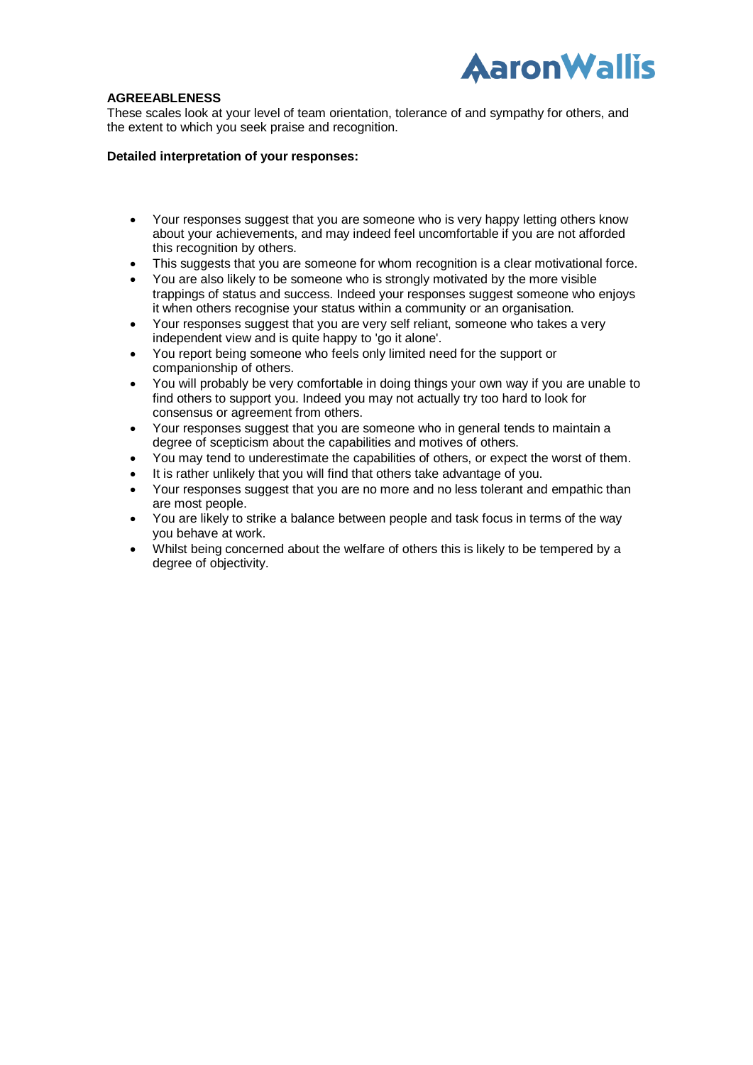## AGREEABLENESS

These scales look at your level of team orientation, tolerance of and sympathy for others, and the extent to which you seek praise and recognition.

**Detailed interpretation of your responses:**

- Your responses suggest that you are someone who is very happy letting others know about your achievements, and may indeed feel uncomfortable if you are not afforded this recognition by others.
- This suggests that you are someone for whom recognition is a clear motivational force.
- You are also likely to be someone who is strongly motivated by the more visible trappings of status and success. Indeed your responses suggest someone who enjoys it when others recognise your status within a community or an organisation.
- Your responses suggest that you are very self reliant, someone who takes a very independent view and is quite happy to 'go it alone'.
- You report being someone who feels only limited need for the support or companionship of others.
- You will probably be very comfortable in doing things your own way if you are unable to find others to support you. Indeed you may not actually try too hard to look for consensus or agreement from others.
- Your responses suggest that you are someone who in general tends to maintain a degree of scepticism about the capabilities and motives of others.
- You may tend to underestimate the capabilities of others, or expect the worst of them.
- It is rather unlikely that you will find that others take advantage of you.
- Your responses suggest that you are no more and no less tolerant and empathic than are most people.
- You are likely to strike a balance between people and task focus in terms of the way you behave at work.
- Whilst being concerned about the welfare of others this is likely to be tempered by a degree of objectivity.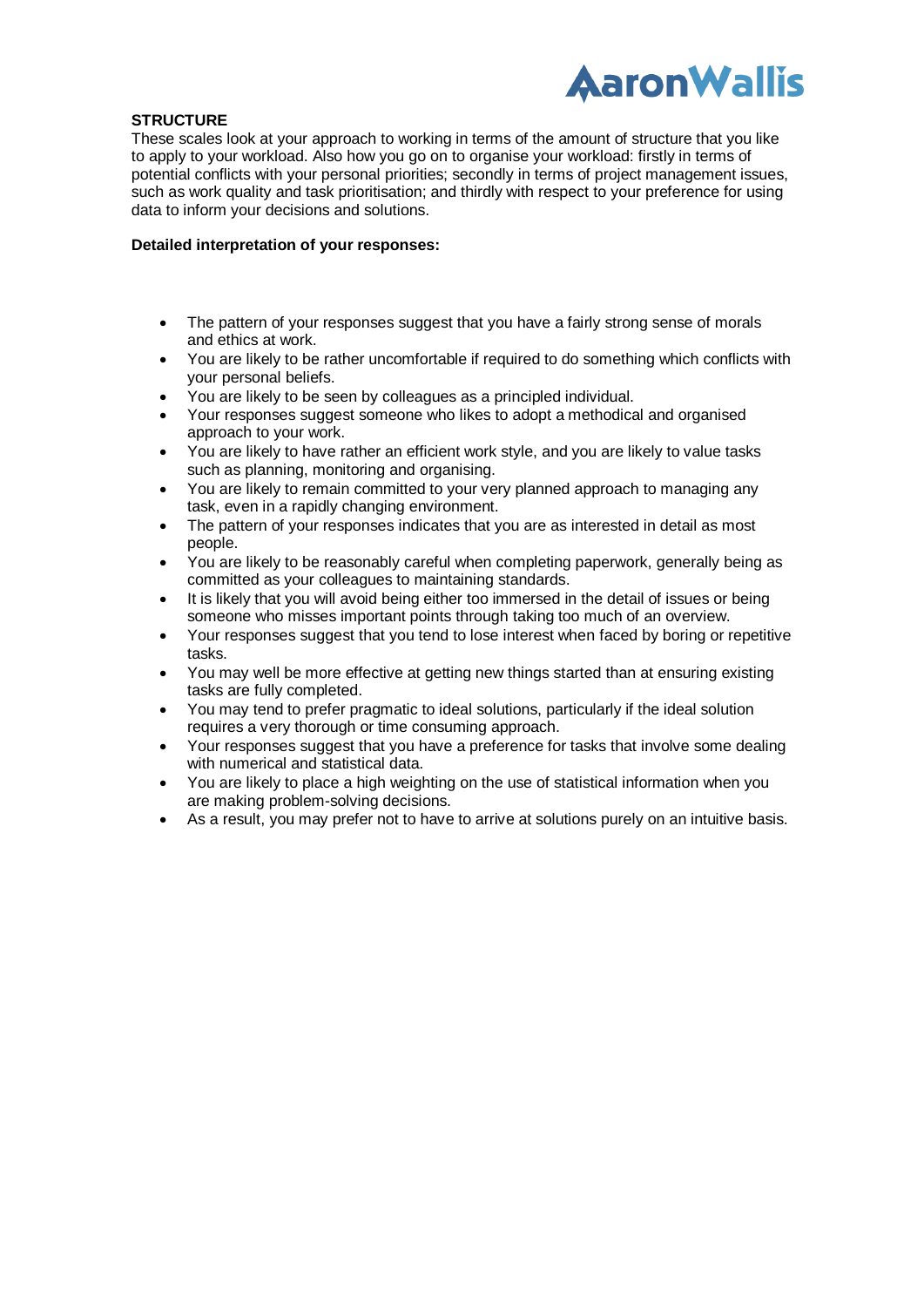**STRUCTURE**

These scales look at your approach to working in terms of the amount of structure that you like to apply to your workload. Also how you go on to organise your workload: firstly in terms of potential conflicts with your personal priorities; secondly in terms of project management issues, such as work quality and task prioritisation; and thirdly with respect to your preference for using data to inform your decisions and solutions.

**Detailed interpretation of your responses:**

- The pattern of your responses suggest that you have a fairly strong sense of morals and ethics at work.
- You are likely to be rather uncomfortable if required to do something which conflicts with your personal beliefs.
- You are likely to be seen by colleagues as a principled individual.
- Your responses suggest someone who likes to adopt a methodical and organised approach to your work.
- You are likely to have rather an efficient work style, and you are likely to value tasks such as planning, monitoring and organising.
- You are likely to remain committed to your very planned approach to managing any task, even in a rapidly changing environment.
- The pattern of your responses indicates that you are as interested in detail as most people.
- You are likely to be reasonably careful when completing paperwork, generally being as committed as your colleagues to maintaining standards.
- It is likely that you will avoid being either too immersed in the detail of issues or being someone who misses important points through taking too much of an overview.
- Your responses suggest that you tend to lose interest when faced by boring or repetitive tasks.
- You may well be more effective at getting new things started than at ensuring existing tasks are fully completed.
- You may tend to prefer pragmatic to ideal solutions, particularly if the ideal solution requires a very thorough or time consuming approach.
- Your responses suggest that you have a preference for tasks that involve some dealing with numerical and statistical data.
- You are likely to place a high weighting on the use of statistical information when you are making problem-solving decisions.
- As a result, you may prefer not to have to arrive at solutions purely on an intuitive basis.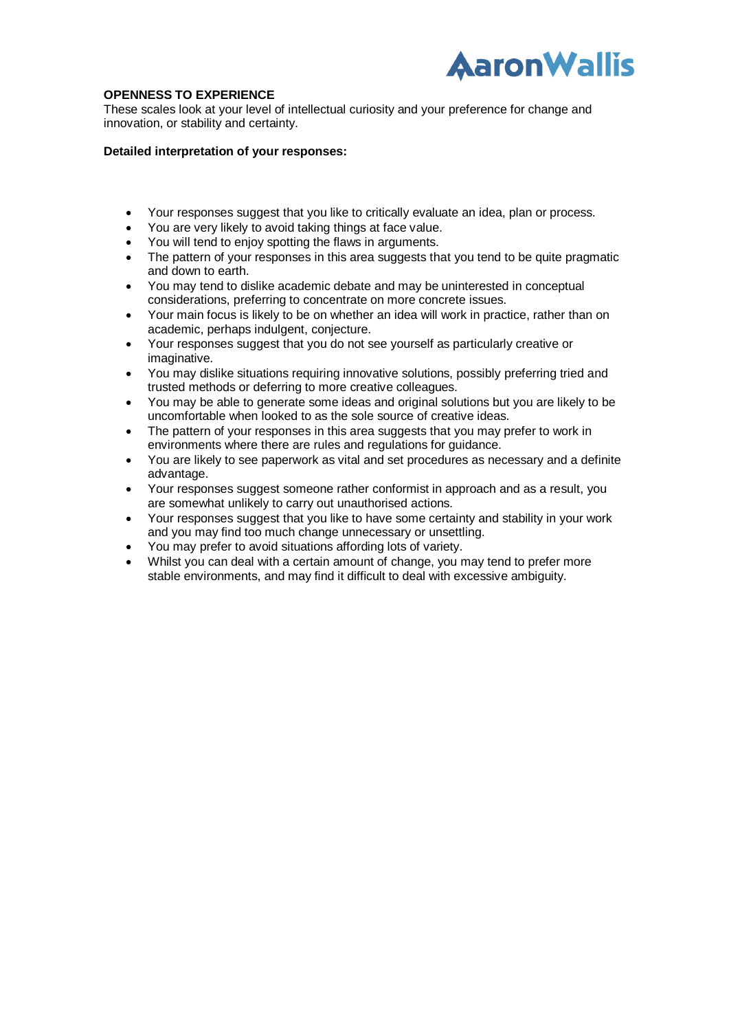## OPENNESS TO EXPERIENCE

These scales look at your level of intellectual curiosity and your preference for change and innovation, or stability and certainty.

**Detailed interpretation of your responses:**

- Your responses suggest that you like to critically evaluate an idea, plan or process.
- You are very likely to avoid taking things at face value.
- You will tend to enjoy spotting the flaws in arguments.
- The pattern of your responses in this area suggests that you tend to be quite pragmatic and down to earth.
- You may tend to dislike academic debate and may be uninterested in conceptual considerations, preferring to concentrate on more concrete issues.
- Your main focus is likely to be on whether an idea will work in practice, rather than on academic, perhaps indulgent, conjecture.
- Your responses suggest that you do not see yourself as particularly creative or imaginative.
- You may dislike situations requiring innovative solutions, possibly preferring tried and trusted methods or deferring to more creative colleagues.
- You may be able to generate some ideas and original solutions but you are likely to be uncomfortable when looked to as the sole source of creative ideas.
- The pattern of your responses in this area suggests that you may prefer to work in environments where there are rules and regulations for guidance.
- You are likely to see paperwork as vital and set procedures as necessary and a definite advantage.
- Your responses suggest someone rather conformist in approach and as a result, you are somewhat unlikely to carry out unauthorised actions.
- Your responses suggest that you like to have some certainty and stability in your work and you may find too much change unnecessary or unsettling.
- You may prefer to avoid situations affording lots of variety.
- Whilst you can deal with a certain amount of change, you may tend to prefer more stable environments, and may find it difficult to deal with excessive ambiguity.